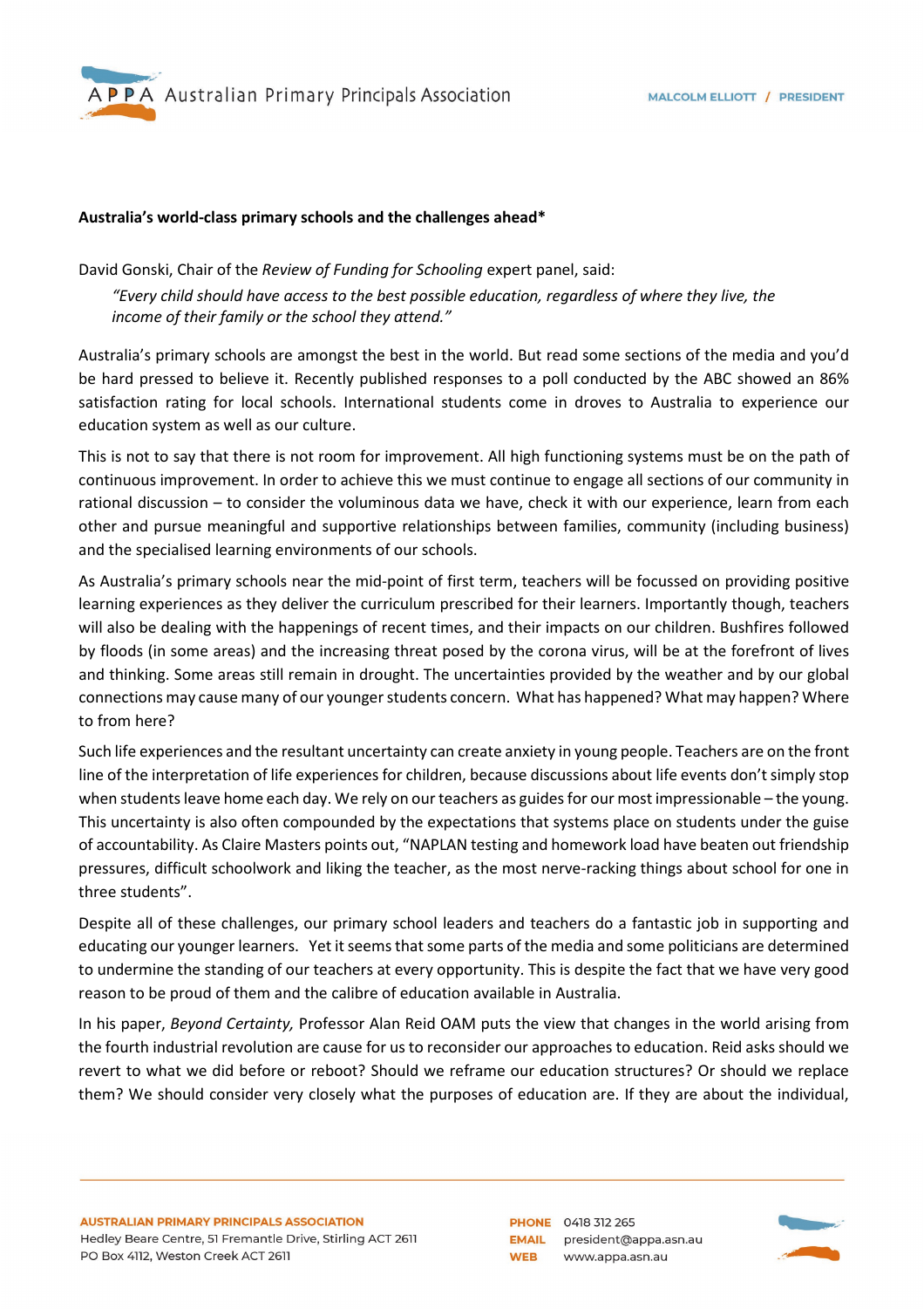**Australia's world-class primary schools and the challenges ahead***

David Gonski, Chair of the *Review of Funding for Schooling* expert panel, said:

> *"Every child should have access to the best possible education, regardless of where they live, the income of their family or the school they attend."*

Australia's primary schools are amongst the best in the world. But read some sections of the media and you'd be hard pressed to believe it. Recently published responses to a poll conducted by the ABC showed an 86% satisfaction rating for local schools. International students come in droves to Australia to experience our education system as well as our culture.

This is not to say that there is not room for improvement. All high functioning systems must be on the path of continuous improvement. In order to achieve this we must continue to engage all sections of our community in rational discussion – to consider the voluminous data we have, check it with our experience, learn from each other and pursue meaningful and supportive relationships between families, community (including business) and the specialised learning environments of our schools.

As Australia's primary schools near the mid-point of first term, teachers will be focussed on providing positive learning experiences as they deliver the curriculum prescribed for their learners. Importantly though, teachers will also be dealing with the happenings of recent times, and their impacts on our children. Bushfires followed by floods (in some areas) and the increasing threat posed by the corona virus, will be at the forefront of lives and thinking. Some areas still remain in drought. The uncertainties provided by the weather and by our global connections may cause many of our younger students concern. What has happened? What may happen? Where to from here?

Such life experiences and the resultant uncertainty can create anxiety in young people. Teachers are on the front line of the interpretation of life experiences for children, because discussions about life events don't simply stop when students leave home each day. We rely on our teachers as guides for our most impressionable – the young. This uncertainty is also often compounded by the expectations that systems place on students under the guise of accountability. As Claire Masters points out, "NAPLAN testing and homework load have beaten out friendship pressures, difficult schoolwork and liking the teacher, as the most nerve-racking things about school for one in three students".

Despite all of these challenges, our primary school leaders and teachers do a fantastic job in supporting and educating our younger learners. Yet it seems that some parts of the media and some politicians are determined to undermine the standing of our teachers at every opportunity. This is despite the fact that we have very good reason to be proud of them and the calibre of education available in Australia.

In his paper, *Beyond Certainty,* Professor Alan Reid OAM puts the view that changes in the world arising from the fourth industrial revolution are cause for us to reconsider our approaches to education. Reid asks should we revert to what we did before or reboot? Should we reframe our education structures? Or should we replace them? We should consider very closely what the purposes of education are. If they are about the individual,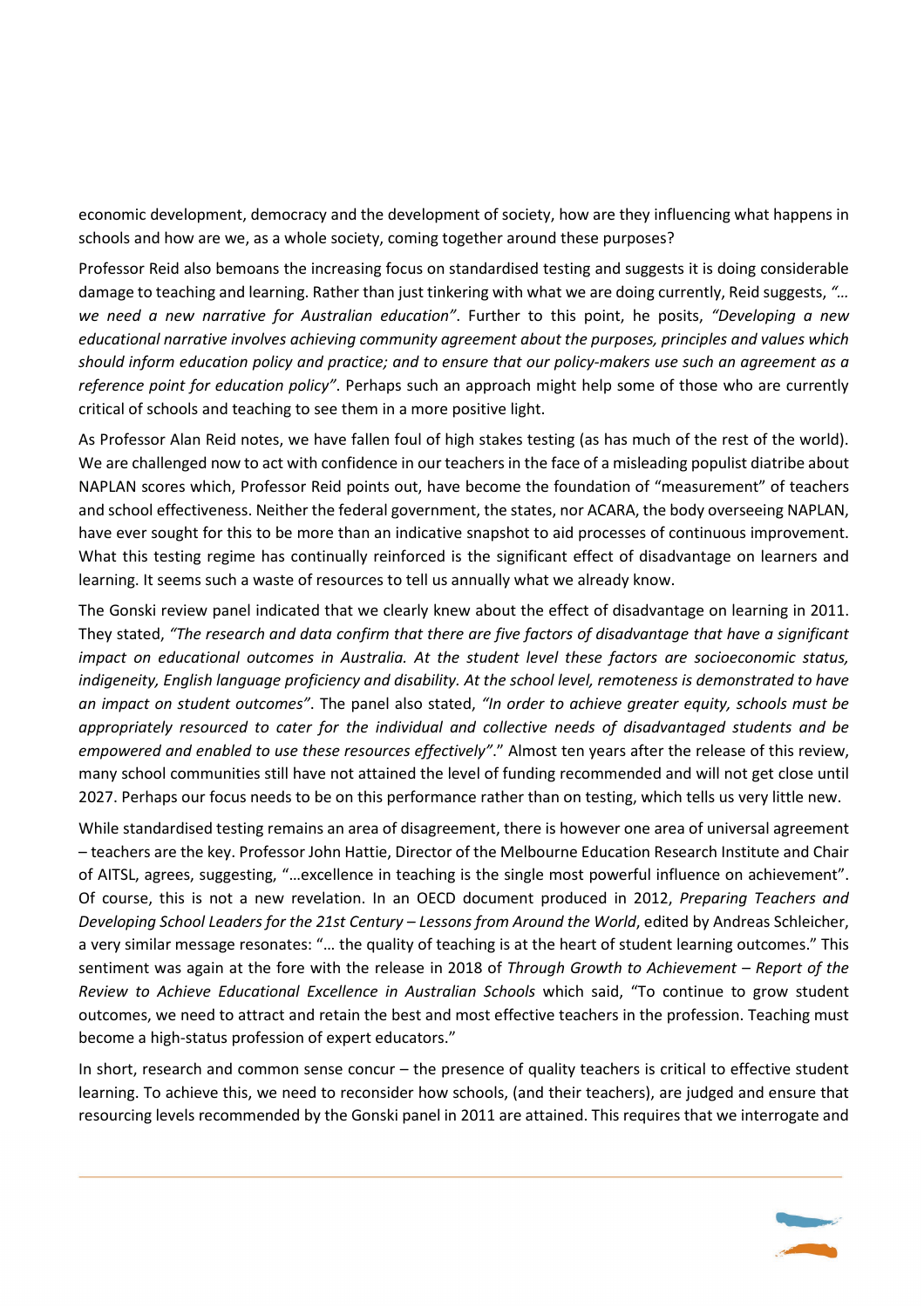economic development, democracy and the development of society, how are they influencing what happens in schools and how are we, as a whole society, coming together around these purposes?

Professor Reid also bemoans the increasing focus on standardised testing and suggests it is doing considerable damage to teaching and learning. Rather than just tinkering with what we are doing currently, Reid suggests, *"… we need a new narrative for Australian education"*. Further to this point, he posits, *"Developing a new educational narrative involves achieving community agreement about the purposes, principles and values which should inform education policy and practice; and to ensure that our policy-makers use such an agreement as a reference point for education policy"*. Perhaps such an approach might help some of those who are currently critical of schools and teaching to see them in a more positive light.

As Professor Alan Reid notes, we have fallen foul of high stakes testing (as has much of the rest of the world). We are challenged now to act with confidence in our teachers in the face of a misleading populist diatribe about NAPLAN scores which, Professor Reid points out, have become the foundation of "measurement" of teachers and school effectiveness. Neither the federal government, the states, nor ACARA, the body overseeing NAPLAN, have ever sought for this to be more than an indicative snapshot to aid processes of continuous improvement. What this testing regime has continually reinforced is the significant effect of disadvantage on learners and learning. It seems such a waste of resources to tell us annually what we already know.

The Gonski review panel indicated that we clearly knew about the effect of disadvantage on learning in 2011. They stated, *"The research and data confirm that there are five factors of disadvantage that have a significant impact on educational outcomes in Australia. At the student level these factors are socioeconomic status, indigeneity, English language proficiency and disability. At the school level, remoteness is demonstrated to have an impact on student outcomes"*. The panel also stated, *"In order to achieve greater equity, schools must be appropriately resourced to cater for the individual and collective needs of disadvantaged students and be empowered and enabled to use these resources effectively"*." Almost ten years after the release of this review, many school communities still have not attained the level of funding recommended and will not get close until 2027. Perhaps our focus needs to be on this performance rather than on testing, which tells us very little new.

While standardised testing remains an area of disagreement, there is however one area of universal agreement – teachers are the key. Professor John Hattie, Director of the Melbourne Education Research Institute and Chair of AITSL, agrees, suggesting, "…excellence in teaching is the single most powerful influence on achievement". Of course, this is not a new revelation. In an OECD document produced in 2012, *Preparing Teachers and Developing School Leaders for the 21st Century – Lessons from Around the World*, edited by Andreas Schleicher, a very similar message resonates: "… the quality of teaching is at the heart of student learning outcomes." This sentiment was again at the fore with the release in 2018 of *Through Growth to Achievement – Report of the Review to Achieve Educational Excellence in Australian Schools* which said, "To continue to grow student outcomes, we need to attract and retain the best and most effective teachers in the profession. Teaching must become a high-status profession of expert educators."

In short, research and common sense concur – the presence of quality teachers is critical to effective student learning. To achieve this, we need to reconsider how schools, (and their teachers), are judged and ensure that resourcing levels recommended by the Gonski panel in 2011 are attained. This requires that we interrogate and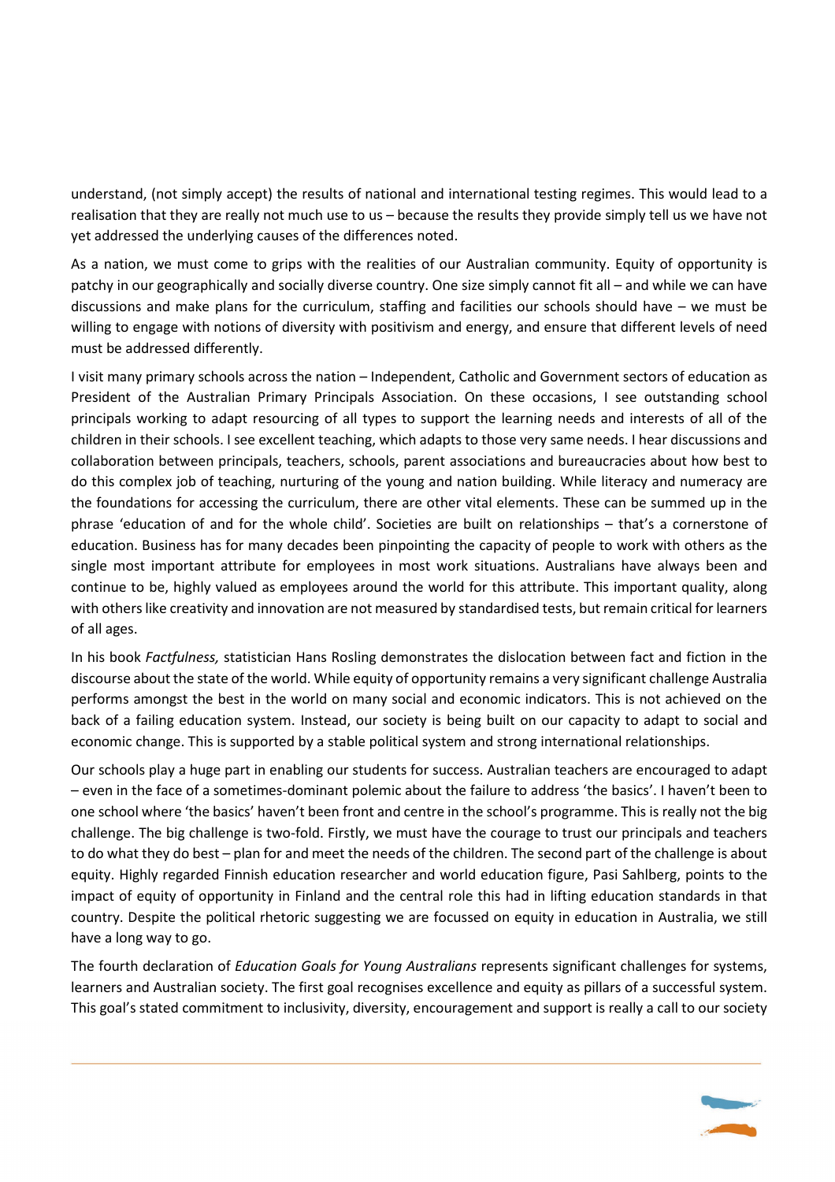understand, (not simply accept) the results of national and international testing regimes. This would lead to a realisation that they are really not much use to us – because the results they provide simply tell us we have not yet addressed the underlying causes of the differences noted.

As a nation, we must come to grips with the realities of our Australian community. Equity of opportunity is patchy in our geographically and socially diverse country. One size simply cannot fit all – and while we can have discussions and make plans for the curriculum, staffing and facilities our schools should have – we must be willing to engage with notions of diversity with positivism and energy, and ensure that different levels of need must be addressed differently.

I visit many primary schools across the nation – Independent, Catholic and Government sectors of education as President of the Australian Primary Principals Association. On these occasions, I see outstanding school principals working to adapt resourcing of all types to support the learning needs and interests of all of the children in their schools. I see excellent teaching, which adapts to those very same needs. I hear discussions and collaboration between principals, teachers, schools, parent associations and bureaucracies about how best to do this complex job of teaching, nurturing of the young and nation building. While literacy and numeracy are the foundations for accessing the curriculum, there are other vital elements. These can be summed up in the phrase 'education of and for the whole child'. Societies are built on relationships – that's a cornerstone of education. Business has for many decades been pinpointing the capacity of people to work with others as the single most important attribute for employees in most work situations. Australians have always been and continue to be, highly valued as employees around the world for this attribute. This important quality, along with others like creativity and innovation are not measured by standardised tests, but remain critical for learners of all ages.

In his book *Factfulness,* statistician Hans Rosling demonstrates the dislocation between fact and fiction in the discourse about the state of the world. While equity of opportunity remains a very significant challenge Australia performs amongst the best in the world on many social and economic indicators. This is not achieved on the back of a failing education system. Instead, our society is being built on our capacity to adapt to social and economic change. This is supported by a stable political system and strong international relationships.

Our schools play a huge part in enabling our students for success. Australian teachers are encouraged to adapt – even in the face of a sometimes-dominant polemic about the failure to address 'the basics'. I haven't been to one school where 'the basics' haven't been front and centre in the school's programme. This is really not the big challenge. The big challenge is two-fold. Firstly, we must have the courage to trust our principals and teachers to do what they do best – plan for and meet the needs of the children. The second part of the challenge is about equity. Highly regarded Finnish education researcher and world education figure, Pasi Sahlberg, points to the impact of equity of opportunity in Finland and the central role this had in lifting education standards in that country. Despite the political rhetoric suggesting we are focussed on equity in education in Australia, we still have a long way to go.

The fourth declaration of *Education Goals for Young Australians* represents significant challenges for systems, learners and Australian society. The first goal recognises excellence and equity as pillars of a successful system. This goal's stated commitment to inclusivity, diversity, encouragement and support is really a call to our society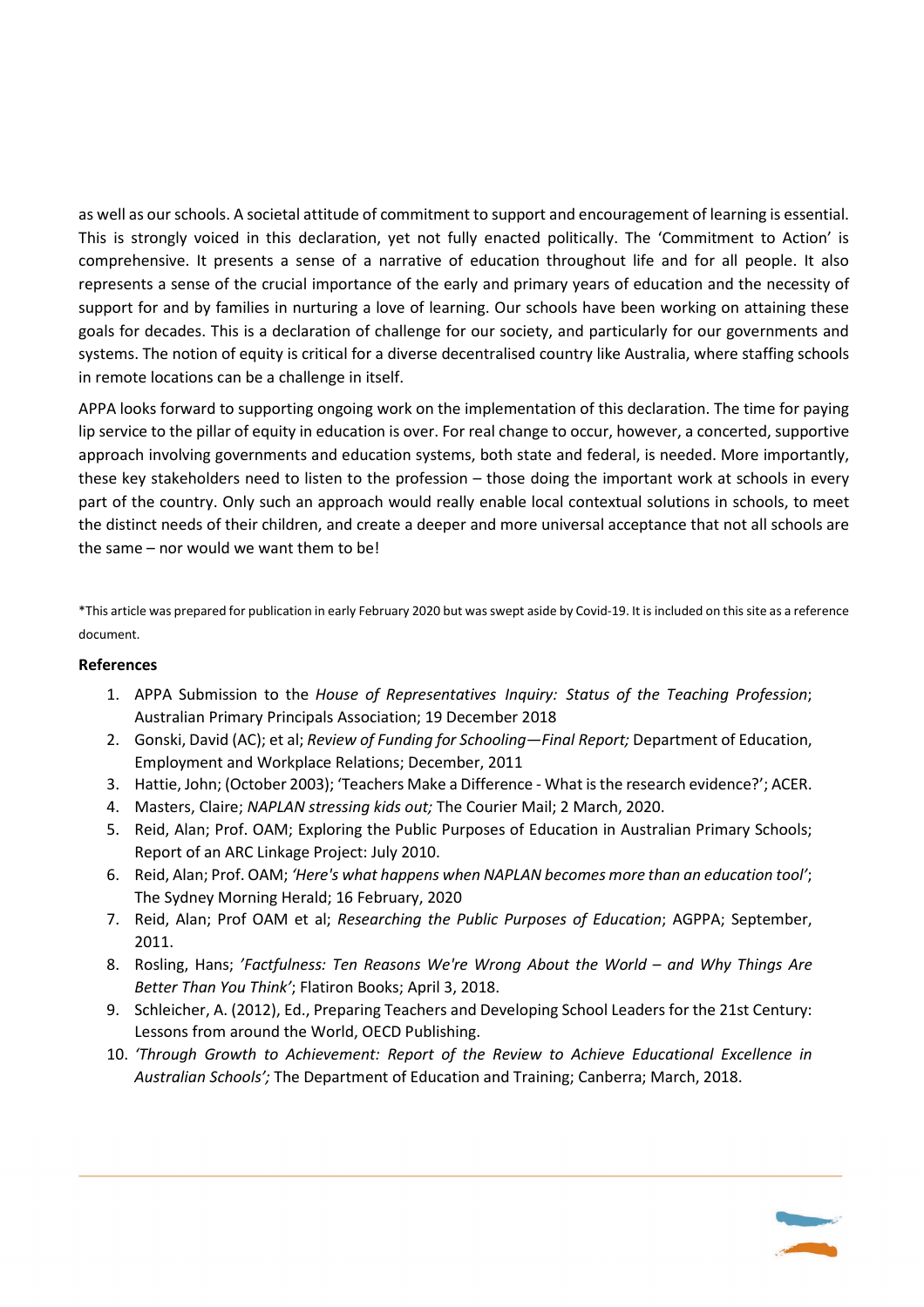as well as our schools. A societal attitude of commitment to support and encouragement of learning is essential. This is strongly voiced in this declaration, yet not fully enacted politically. The 'Commitment to Action' is comprehensive. It presents a sense of a narrative of education throughout life and for all people. It also represents a sense of the crucial importance of the early and primary years of education and the necessity of support for and by families in nurturing a love of learning. Our schools have been working on attaining these goals for decades. This is a declaration of challenge for our society, and particularly for our governments and systems. The notion of equity is critical for a diverse decentralised country like Australia, where staffing schools in remote locations can be a challenge in itself.

APPA looks forward to supporting ongoing work on the implementation of this declaration. The time for paying lip service to the pillar of equity in education is over. For real change to occur, however, a concerted, supportive approach involving governments and education systems, both state and federal, is needed. More importantly, these key stakeholders need to listen to the profession – those doing the important work at schools in every part of the country. Only such an approach would really enable local contextual solutions in schools, to meet the distinct needs of their children, and create a deeper and more universal acceptance that not all schools are the same – nor would we want them to be!

*This article was prepared for publication in early February 2020 but was swept aside by Covid-19. It is included on this site as a reference document.

**References**

1. APPA Submission to the *House of Representatives Inquiry: Status of the Teaching Profession*; Australian Primary Principals Association; 19 December 2018
2. Gonski, David (AC); et al; *Review of Funding for Schooling—Final Report;* Department of Education, Employment and Workplace Relations; December, 2011
3. Hattie, John; (October 2003); 'Teachers Make a Difference - What is the research evidence?'; ACER.
4. Masters, Claire; *NAPLAN stressing kids out;* The Courier Mail; 2 March, 2020.
5. Reid, Alan; Prof. OAM; Exploring the Public Purposes of Education in Australian Primary Schools; Report of an ARC Linkage Project: July 2010.
6. Reid, Alan; Prof. OAM; *'Here's what happens when NAPLAN becomes more than an education tool'*; The Sydney Morning Herald; 16 February, 2020
7. Reid, Alan; Prof OAM et al; *Researching the Public Purposes of Education*; AGPPA; September, 2011.
8. Rosling, Hans; *'Factfulness: Ten Reasons We're Wrong About the World – and Why Things Are Better Than You Think'*; Flatiron Books; April 3, 2018.
9. Schleicher, A. (2012), Ed., Preparing Teachers and Developing School Leaders for the 21st Century: Lessons from around the World, OECD Publishing.
10. *'Through Growth to Achievement: Report of the Review to Achieve Educational Excellence in Australian Schools';* The Department of Education and Training; Canberra; March, 2018.